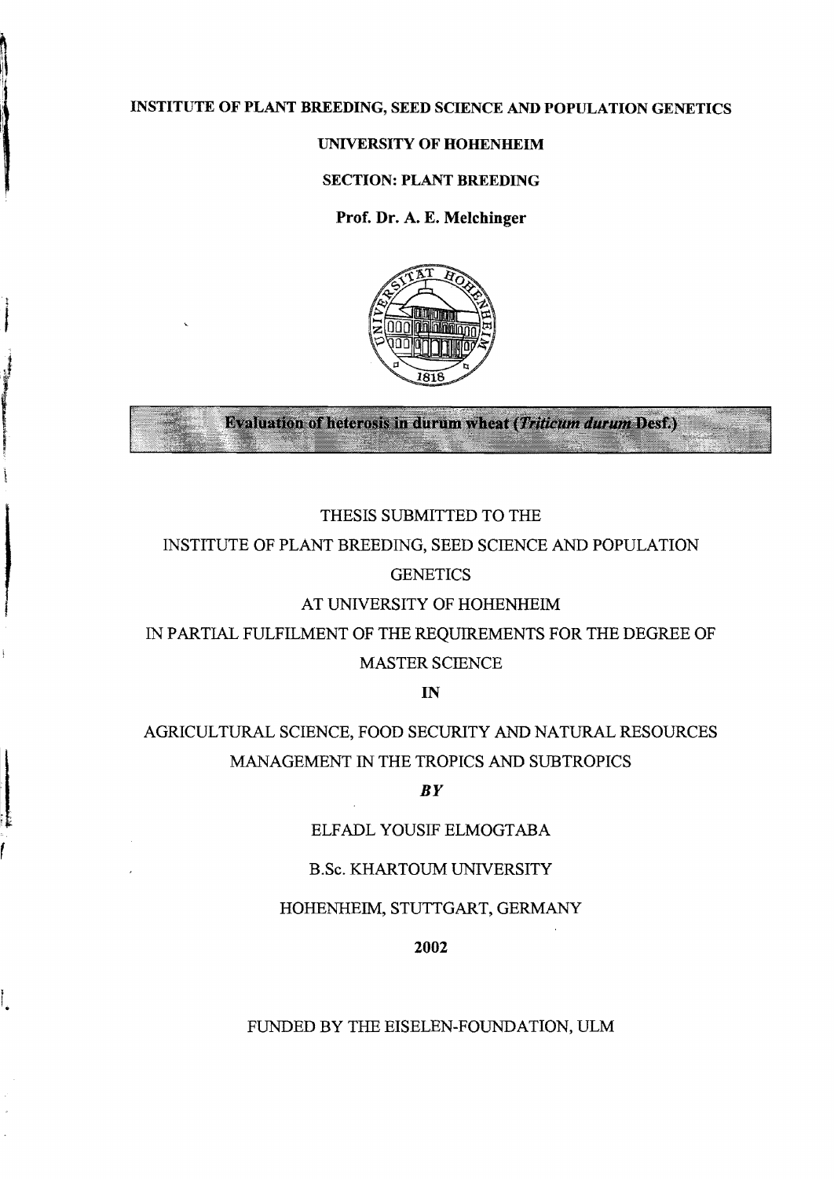**INSTITUTE OF PLANT BREEDING, SEED SCIENCE AND POPULATION GENETICS**

**UNIVERSITY OF HOHENHEIM**

**SECTION: PLANT BREEDING**

**Prof. Dr. A. E. Melchinger**

# Evaluation of heterosis in durum wheat (*Triticum durum* Desf.)

THESIS SUBMITTED TO THE

INSTITUTE OF PLANT BREEDING, SEED SCIENCE AND POPULATION GENETICS

AT UNIVERSITY OF HOHENHEIM

IN PARTIAL FULFILMENT OF THE REQUIREMENTS FOR THE DEGREE OF MASTER SCIENCE

**IN**

AGRICULTURAL SCIENCE, FOOD SECURITY AND NATURAL RESOURCES MANAGEMENT IN THE TROPICS AND SUBTROPICS

***BY***

ELFADL YOUSIF ELMOGTABA

B.Sc. KHARTOUM UNIVERSITY

HOHENHEIM, STUTTGART, GERMANY

**2002**

FUNDED BY THE EISELEN-FOUNDATION, ULM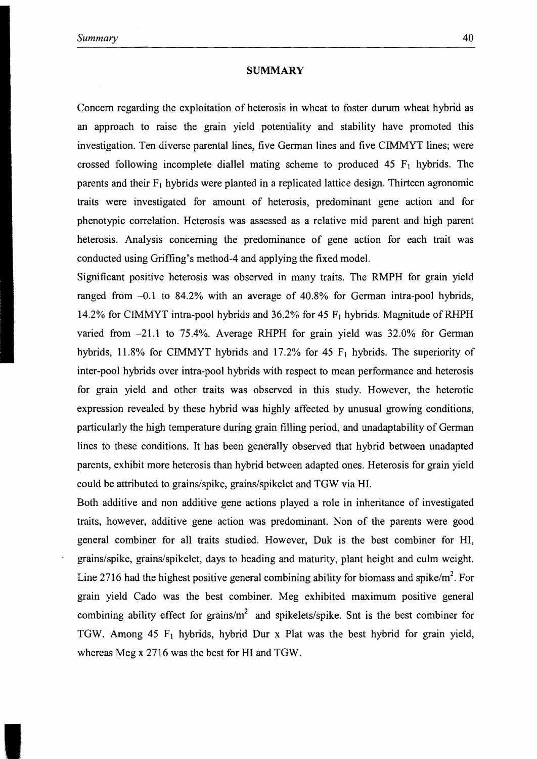## SUMMARY

Concern regarding the exploitation of heterosis in wheat to foster durum wheat hybrid as an approach to raise the grain yield potentiality and stability have promoted this investigation. Ten diverse parental lines, five German lines and five CIMMYT lines; were crossed following incomplete diallel mating scheme to produced 45 $F_1$ hybrids. The parents and their $F_1$ hybrids were planted in a replicated lattice design. Thirteen agronomic traits were investigated for amount of heterosis, predominant gene action and for phenotypic correlation. Heterosis was assessed as a relative mid parent and high parent heterosis. Analysis concerning the predominance of gene action for each trait was conducted using Griffing's method-4 and applying the fixed model.

Significant positive heterosis was observed in many traits. The RMPH for grain yield ranged from –0.1 to 84.2% with an average of 40.8% for German intra-pool hybrids, 14.2% for CIMMYT intra-pool hybrids and 36.2% for 45 $F_1$ hybrids. Magnitude of RHPH varied from –21.1 to 75.4%. Average RHPH for grain yield was 32.0% for German hybrids, 11.8% for CIMMYT hybrids and 17.2% for 45 $F_1$ hybrids. The superiority of inter-pool hybrids over intra-pool hybrids with respect to mean performance and heterosis for grain yield and other traits was observed in this study. However, the heterotic expression revealed by these hybrid was highly affected by unusual growing conditions, particularly the high temperature during grain filling period, and unadaptability of German lines to these conditions. It has been generally observed that hybrid between unadapted parents, exhibit more heterosis than hybrid between adapted ones. Heterosis for grain yield could be attributed to grains/spike, grains/spikelet and TGW via HI.

Both additive and non additive gene actions played a role in inheritance of investigated traits, however, additive gene action was predominant. Non of the parents were good general combiner for all traits studied. However, Duk is the best combiner for HI, grains/spike, grains/spikelet, days to heading and maturity, plant height and culm weight. Line 2716 had the highest positive general combining ability for biomass and spike/$m^2$. For grain yield Cado was the best combiner. Meg exhibited maximum positive general combining ability effect for grains/$m^2$ and spikelets/spike. Snt is the best combiner for TGW. Among 45 $F_1$ hybrids, hybrid Dur x Plat was the best hybrid for grain yield, whereas Meg x 2716 was the best for HI and TGW.